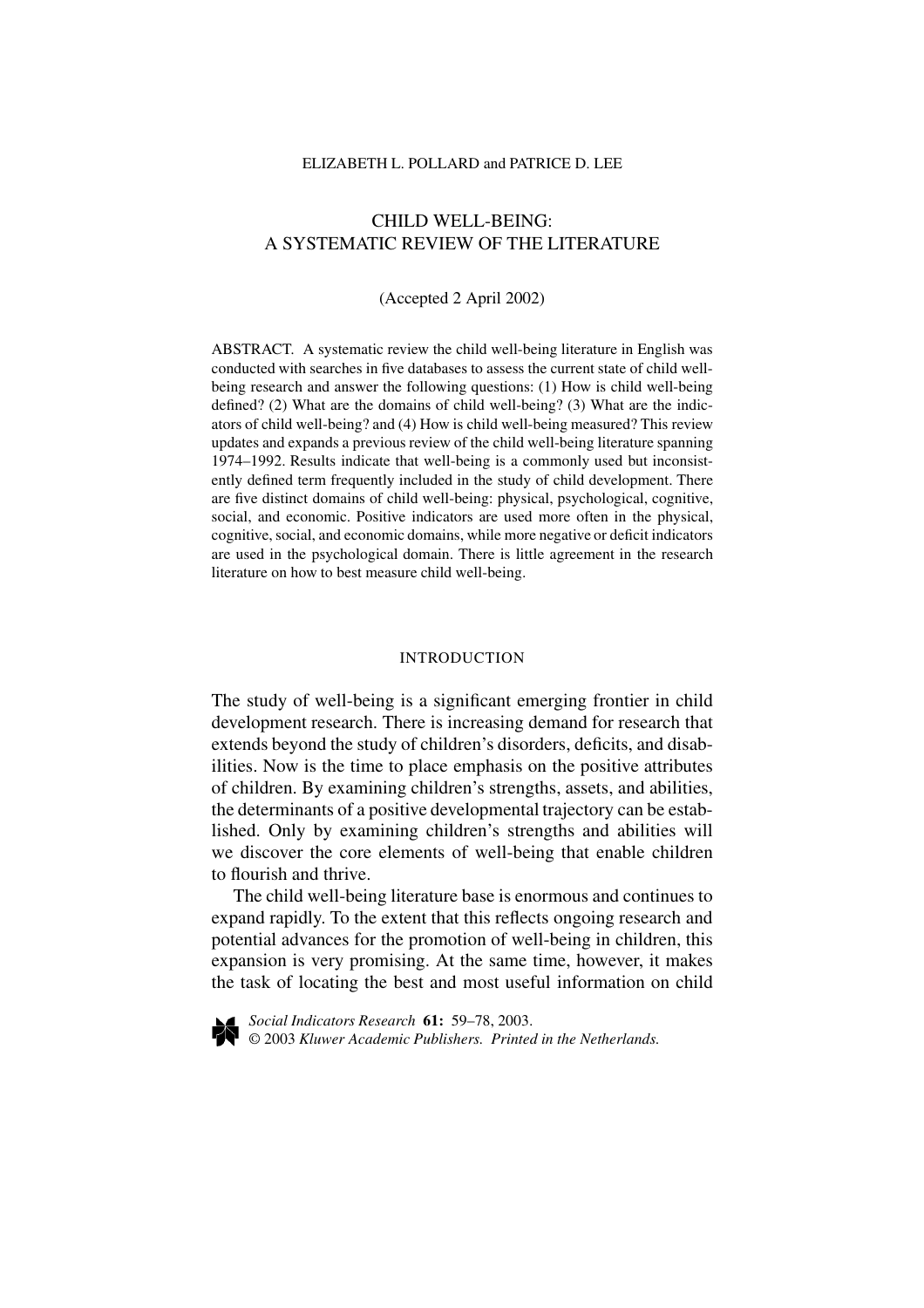ELIZABETH L. POLLARD and PATRICE D. LEE

# CHILD WELL-BEING: A SYSTEMATIC REVIEW OF THE LITERATURE

(Accepted 2 April 2002)

ABSTRACT. A systematic review the child well-being literature in English was conducted with searches in five databases to assess the current state of child well-being research and answer the following questions: (1) How is child well-being defined? (2) What are the domains of child well-being? (3) What are the indicators of child well-being? and (4) How is child well-being measured? This review updates and expands a previous review of the child well-being literature spanning 1974–1992. Results indicate that well-being is a commonly used but inconsistently defined term frequently included in the study of child development. There are five distinct domains of child well-being: physical, psychological, cognitive, social, and economic. Positive indicators are used more often in the physical, cognitive, social, and economic domains, while more negative or deficit indicators are used in the psychological domain. There is little agreement in the research literature on how to best measure child well-being.

## INTRODUCTION

The study of well-being is a significant emerging frontier in child development research. There is increasing demand for research that extends beyond the study of children's disorders, deficits, and disabilities. Now is the time to place emphasis on the positive attributes of children. By examining children's strengths, assets, and abilities, the determinants of a positive developmental trajectory can be established. Only by examining children's strengths and abilities will we discover the core elements of well-being that enable children to flourish and thrive.

The child well-being literature base is enormous and continues to expand rapidly. To the extent that this reflects ongoing research and potential advances for the promotion of well-being in children, this expansion is very promising. At the same time, however, it makes the task of locating the best and most useful information on child

*Social Indicators Research* **61:** 59–78, 2003.
© 2003 *Kluwer Academic Publishers. Printed in the Netherlands.*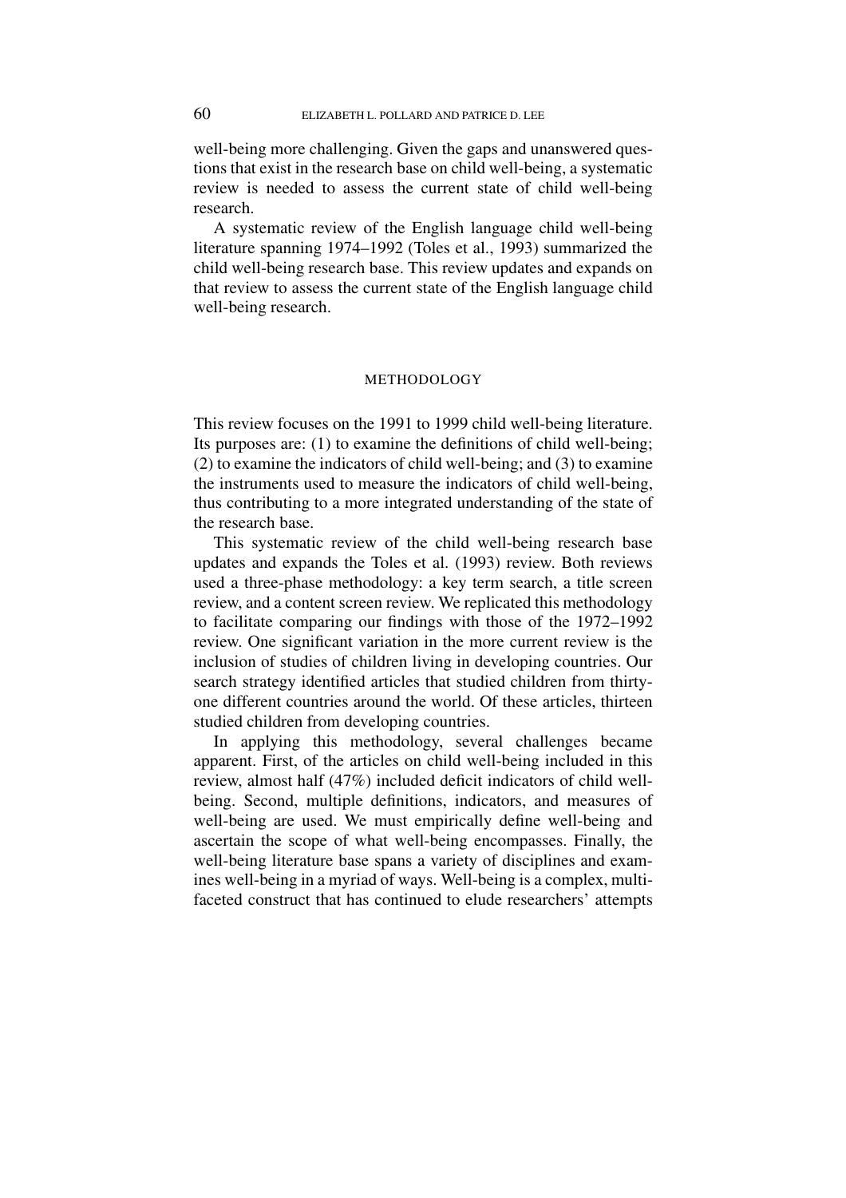well-being more challenging. Given the gaps and unanswered questions that exist in the research base on child well-being, a systematic review is needed to assess the current state of child well-being research.

A systematic review of the English language child well-being literature spanning 1974–1992 (Toles et al., 1993) summarized the child well-being research base. This review updates and expands on that review to assess the current state of the English language child well-being research.

## METHODOLOGY

This review focuses on the 1991 to 1999 child well-being literature. Its purposes are: (1) to examine the definitions of child well-being; (2) to examine the indicators of child well-being; and (3) to examine the instruments used to measure the indicators of child well-being, thus contributing to a more integrated understanding of the state of the research base.

This systematic review of the child well-being research base updates and expands the Toles et al. (1993) review. Both reviews used a three-phase methodology: a key term search, a title screen review, and a content screen review. We replicated this methodology to facilitate comparing our findings with those of the 1972–1992 review. One significant variation in the more current review is the inclusion of studies of children living in developing countries. Our search strategy identified articles that studied children from thirty-one different countries around the world. Of these articles, thirteen studied children from developing countries.

In applying this methodology, several challenges became apparent. First, of the articles on child well-being included in this review, almost half (47%) included deficit indicators of child well-being. Second, multiple definitions, indicators, and measures of well-being are used. We must empirically define well-being and ascertain the scope of what well-being encompasses. Finally, the well-being literature base spans a variety of disciplines and examines well-being in a myriad of ways. Well-being is a complex, multi-faceted construct that has continued to elude researchers' attempts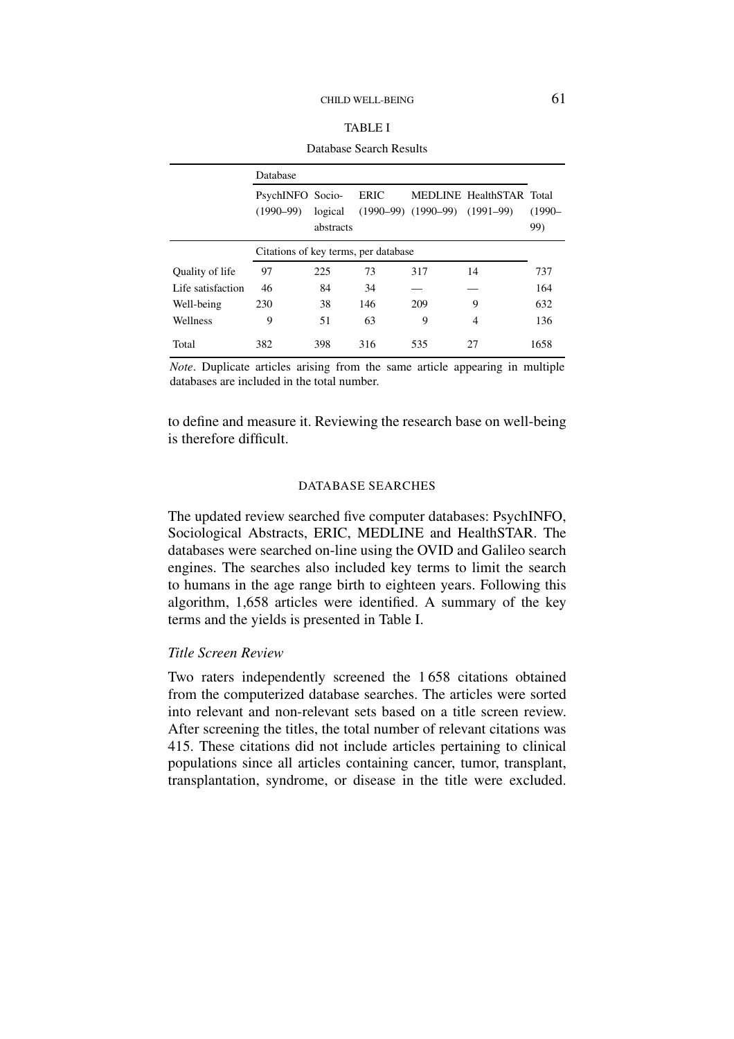TABLE I

Database Search Results

| | Database | | | | | |
|---|---|---|---|---|---|---|
| | PsychINFO (1990–99) | Sociological abstracts | ERIC (1990–99) | MEDLINE (1990–99) | HealthSTAR (1991–99) | Total (1990–99) |
| | Citations of key terms, per database | | | | | |
| Quality of life | 97 | 225 | 73 | 317 | 14 | 737 |
| Life satisfaction | 46 | 84 | 34 | — | — | 164 |
| Well-being | 230 | 38 | 146 | 209 | 9 | 632 |
| Wellness | 9 | 51 | 63 | 9 | 4 | 136 |
| Total | 382 | 398 | 316 | 535 | 27 | 1658 |

*Note*. Duplicate articles arising from the same article appearing in multiple databases are included in the total number.

to define and measure it. Reviewing the research base on well-being is therefore difficult.

## DATABASE SEARCHES

The updated review searched five computer databases: PsychINFO, Sociological Abstracts, ERIC, MEDLINE and HealthSTAR. The databases were searched on-line using the OVID and Galileo search engines. The searches also included key terms to limit the search to humans in the age range birth to eighteen years. Following this algorithm, 1,658 articles were identified. A summary of the key terms and the yields is presented in Table I.

### *Title Screen Review*

Two raters independently screened the 1 658 citations obtained from the computerized database searches. The articles were sorted into relevant and non-relevant sets based on a title screen review. After screening the titles, the total number of relevant citations was 415. These citations did not include articles pertaining to clinical populations since all articles containing cancer, tumor, transplant, transplantation, syndrome, or disease in the title were excluded.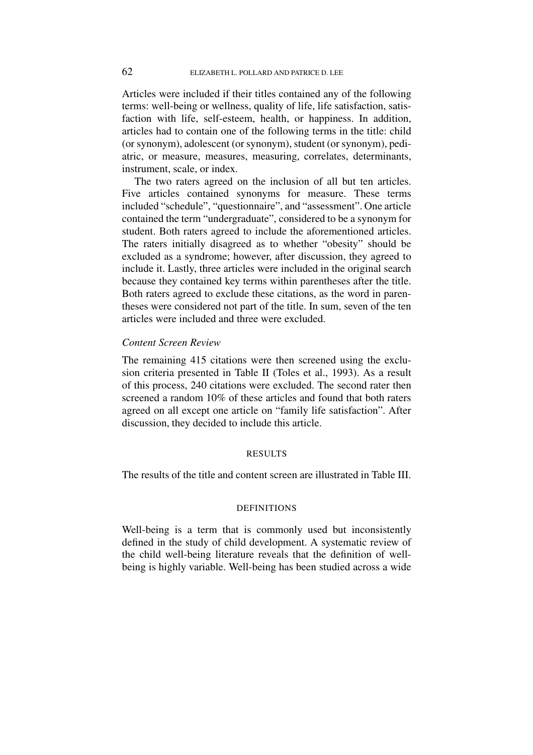Articles were included if their titles contained any of the following terms: well-being or wellness, quality of life, life satisfaction, satisfaction with life, self-esteem, health, or happiness. In addition, articles had to contain one of the following terms in the title: child (or synonym), adolescent (or synonym), student (or synonym), pediatric, or measure, measures, measuring, correlates, determinants, instrument, scale, or index.

The two raters agreed on the inclusion of all but ten articles. Five articles contained synonyms for measure. These terms included "schedule", "questionnaire", and "assessment". One article contained the term "undergraduate", considered to be a synonym for student. Both raters agreed to include the aforementioned articles. The raters initially disagreed as to whether "obesity" should be excluded as a syndrome; however, after discussion, they agreed to include it. Lastly, three articles were included in the original search because they contained key terms within parentheses after the title. Both raters agreed to exclude these citations, as the word in parentheses were considered not part of the title. In sum, seven of the ten articles were included and three were excluded.

### *Content Screen Review*

The remaining 415 citations were then screened using the exclusion criteria presented in Table II (Toles et al., 1993). As a result of this process, 240 citations were excluded. The second rater then screened a random 10% of these articles and found that both raters agreed on all except one article on "family life satisfaction". After discussion, they decided to include this article.

## RESULTS

The results of the title and content screen are illustrated in Table III.

## DEFINITIONS

Well-being is a term that is commonly used but inconsistently defined in the study of child development. A systematic review of the child well-being literature reveals that the definition of well-being is highly variable. Well-being has been studied across a wide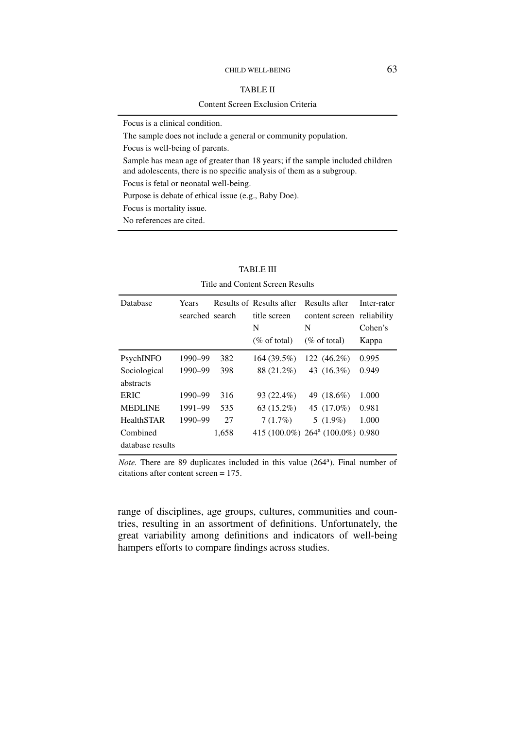TABLE II

Content Screen Exclusion Criteria

| |
|---|
| Focus is a clinical condition. |
| The sample does not include a general or community population. |
| Focus is well-being of parents. |
| Sample has mean age of greater than 18 years; if the sample included children and adolescents, there is no specific analysis of them as a subgroup. |
| Focus is fetal or neonatal well-being. |
| Purpose is debate of ethical issue (e.g., Baby Doe). |
| Focus is mortality issue. |
| No references are cited. |

TABLE III

Title and Content Screen Results

| Database | Years searched | Results of search | Results after title screen N (% of total) | Results after content screen N (% of total) | Inter-rater reliability Cohen's Kappa |
|---|---|---|---|---|---|
| PsychINFO | 1990–99 | 382 | 164 (39.5%) | 122 (46.2%) | 0.995 |
| Sociological abstracts | 1990–99 | 398 | 88 (21.2%) | 43 (16.3%) | 0.949 |
| ERIC | 1990–99 | 316 | 93 (22.4%) | 49 (18.6%) | 1.000 |
| MEDLINE | 1991–99 | 535 | 63 (15.2%) | 45 (17.0%) | 0.981 |
| HealthSTAR | 1990–99 | 27 | 7 (1.7%) | 5 (1.9%) | 1.000 |
| Combined database results | | 1,658 | 415 (100.0%) | 264[a] (100.0%) | 0.980 |

*Note.* There are 89 duplicates included in this value (264[a]). Final number of citations after content screen = 175.

range of disciplines, age groups, cultures, communities and countries, resulting in an assortment of definitions. Unfortunately, the great variability among definitions and indicators of well-being hampers efforts to compare findings across studies.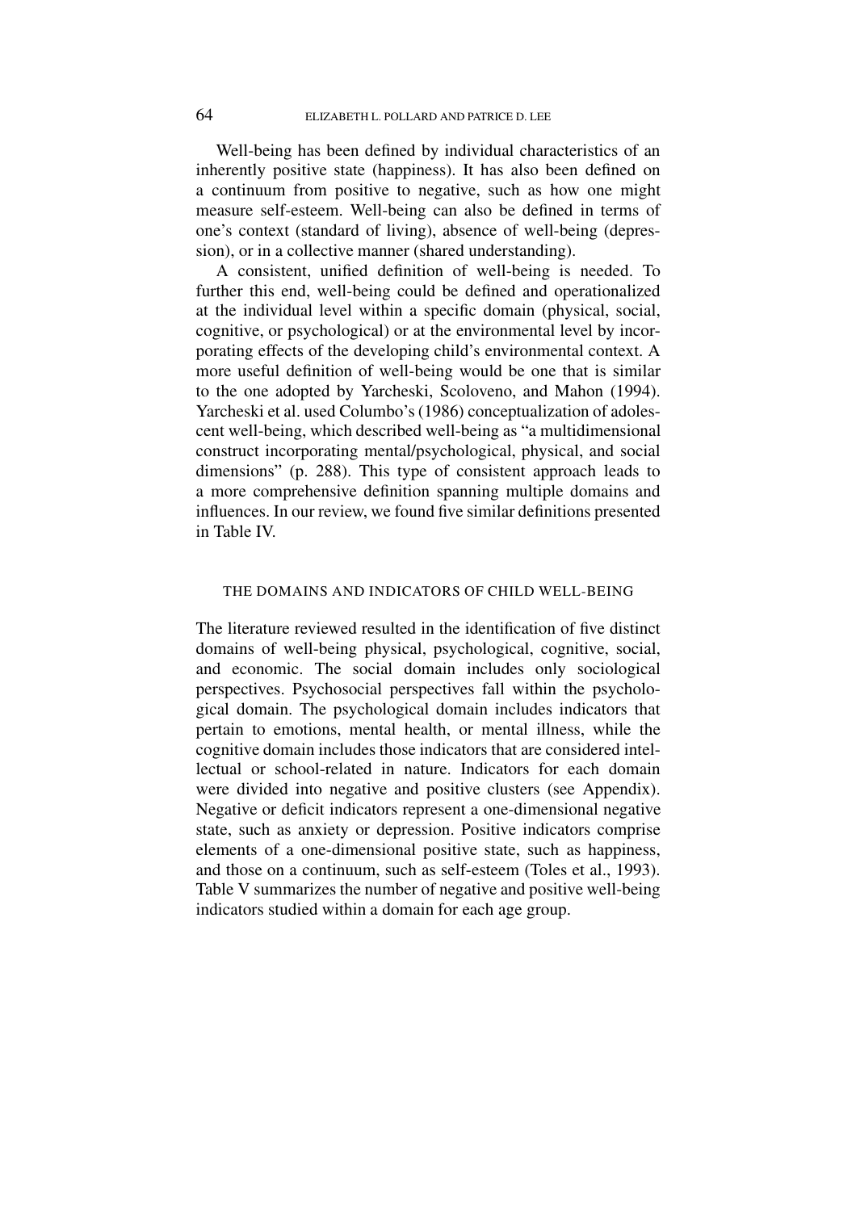Well-being has been defined by individual characteristics of an inherently positive state (happiness). It has also been defined on a continuum from positive to negative, such as how one might measure self-esteem. Well-being can also be defined in terms of one's context (standard of living), absence of well-being (depression), or in a collective manner (shared understanding).

A consistent, unified definition of well-being is needed. To further this end, well-being could be defined and operationalized at the individual level within a specific domain (physical, social, cognitive, or psychological) or at the environmental level by incorporating effects of the developing child's environmental context. A more useful definition of well-being would be one that is similar to the one adopted by Yarcheski, Scoloveno, and Mahon (1994). Yarcheski et al. used Columbo's (1986) conceptualization of adolescent well-being, which described well-being as "a multidimensional construct incorporating mental/psychological, physical, and social dimensions" (p. 288). This type of consistent approach leads to a more comprehensive definition spanning multiple domains and influences. In our review, we found five similar definitions presented in Table IV.

## THE DOMAINS AND INDICATORS OF CHILD WELL-BEING

The literature reviewed resulted in the identification of five distinct domains of well-being physical, psychological, cognitive, social, and economic. The social domain includes only sociological perspectives. Psychosocial perspectives fall within the psychological domain. The psychological domain includes indicators that pertain to emotions, mental health, or mental illness, while the cognitive domain includes those indicators that are considered intellectual or school-related in nature. Indicators for each domain were divided into negative and positive clusters (see Appendix). Negative or deficit indicators represent a one-dimensional negative state, such as anxiety or depression. Positive indicators comprise elements of a one-dimensional positive state, such as happiness, and those on a continuum, such as self-esteem (Toles et al., 1993). Table V summarizes the number of negative and positive well-being indicators studied within a domain for each age group.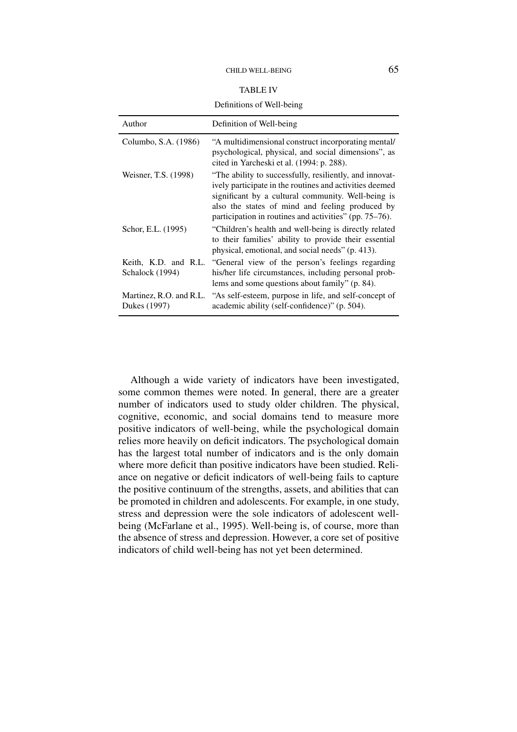TABLE IV

Definitions of Well-being

| Author | Definition of Well-being |
|---|---|
| Columbo, S.A. (1986) | "A multidimensional construct incorporating mental/psychological, physical, and social dimensions", as cited in Yarcheski et al. (1994: p. 288). |
| Weisner, T.S. (1998) | "The ability to successfully, resiliently, and innovatively participate in the routines and activities deemed significant by a cultural community. Well-being is also the states of mind and feeling produced by participation in routines and activities" (pp. 75–76). |
| Schor, E.L. (1995) | "Children's health and well-being is directly related to their families' ability to provide their essential physical, emotional, and social needs" (p. 413). |
| Keith, K.D. and R.L. Schalock (1994) | "General view of the person's feelings regarding his/her life circumstances, including personal problems and some questions about family" (p. 84). |
| Martinez, R.O. and R.L. Dukes (1997) | "As self-esteem, purpose in life, and self-concept of academic ability (self-confidence)" (p. 504). |

Although a wide variety of indicators have been investigated, some common themes were noted. In general, there are a greater number of indicators used to study older children. The physical, cognitive, economic, and social domains tend to measure more positive indicators of well-being, while the psychological domain relies more heavily on deficit indicators. The psychological domain has the largest total number of indicators and is the only domain where more deficit than positive indicators have been studied. Reliance on negative or deficit indicators of well-being fails to capture the positive continuum of the strengths, assets, and abilities that can be promoted in children and adolescents. For example, in one study, stress and depression were the sole indicators of adolescent well-being (McFarlane et al., 1995). Well-being is, of course, more than the absence of stress and depression. However, a core set of positive indicators of child well-being has not yet been determined.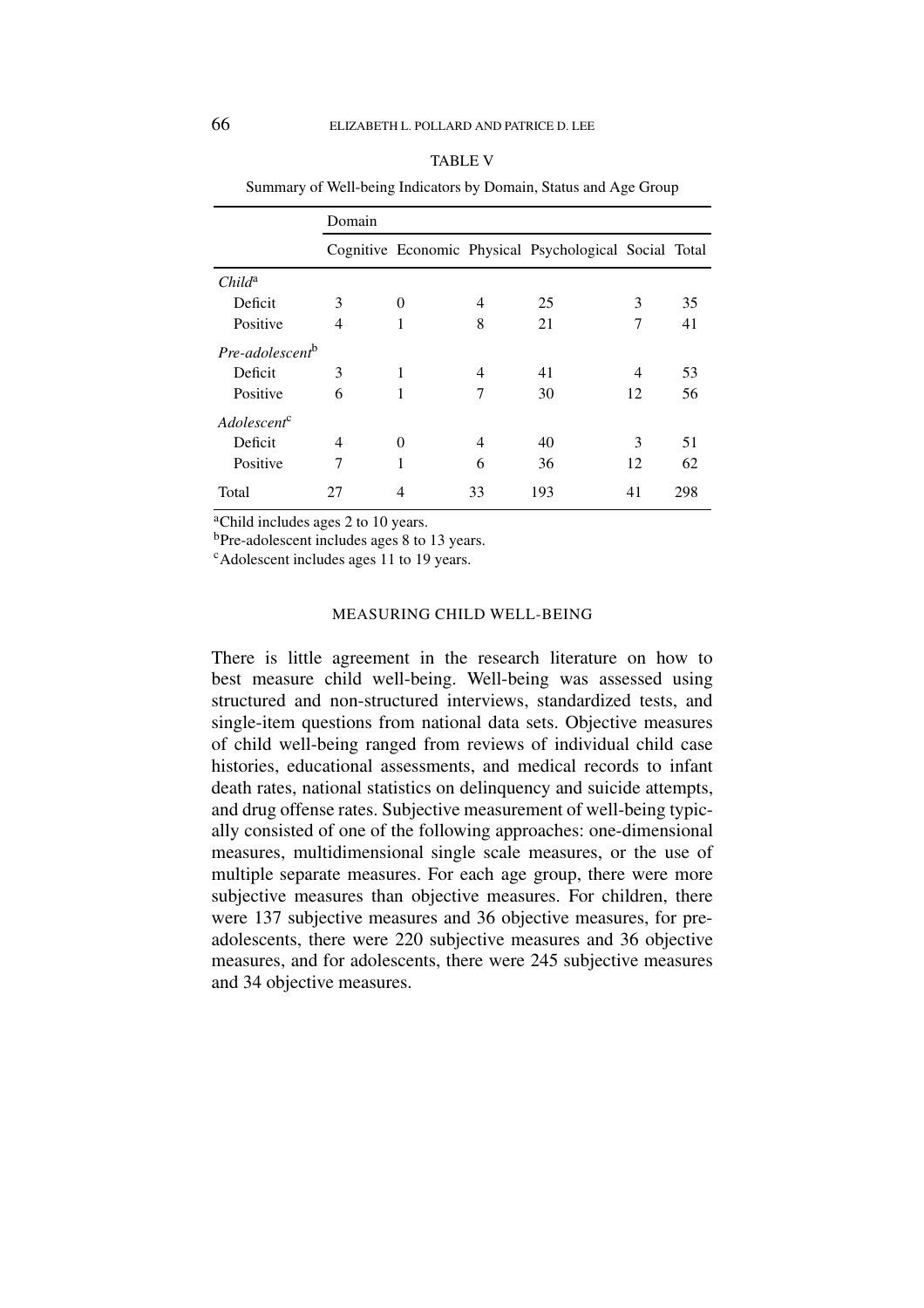TABLE V

Summary of Well-being Indicators by Domain, Status and Age Group

| | Domain | | | | | |
|---|---|---|---|---|---|---|
| | Cognitive | Economic | Physical | Psychological | Social | Total |
| *Child*[a] | | | | | | |
| Deficit | 3 | 0 | 4 | 25 | 3 | 35 |
| Positive | 4 | 1 | 8 | 21 | 7 | 41 |
| *Pre-adolescent*[b] | | | | | | |
| Deficit | 3 | 1 | 4 | 41 | 4 | 53 |
| Positive | 6 | 1 | 7 | 30 | 12 | 56 |
| *Adolescent*[c] | | | | | | |
| Deficit | 4 | 0 | 4 | 40 | 3 | 51 |
| Positive | 7 | 1 | 6 | 36 | 12 | 62 |
| Total | 27 | 4 | 33 | 193 | 41 | 298 |

[a]Child includes ages 2 to 10 years.
[b]Pre-adolescent includes ages 8 to 13 years.
[c]Adolescent includes ages 11 to 19 years.

## MEASURING CHILD WELL-BEING

There is little agreement in the research literature on how to best measure child well-being. Well-being was assessed using structured and non-structured interviews, standardized tests, and single-item questions from national data sets. Objective measures of child well-being ranged from reviews of individual child case histories, educational assessments, and medical records to infant death rates, national statistics on delinquency and suicide attempts, and drug offense rates. Subjective measurement of well-being typically consisted of one of the following approaches: one-dimensional measures, multidimensional single scale measures, or the use of multiple separate measures. For each age group, there were more subjective measures than objective measures. For children, there were 137 subjective measures and 36 objective measures, for pre-adolescents, there were 220 subjective measures and 36 objective measures, and for adolescents, there were 245 subjective measures and 34 objective measures.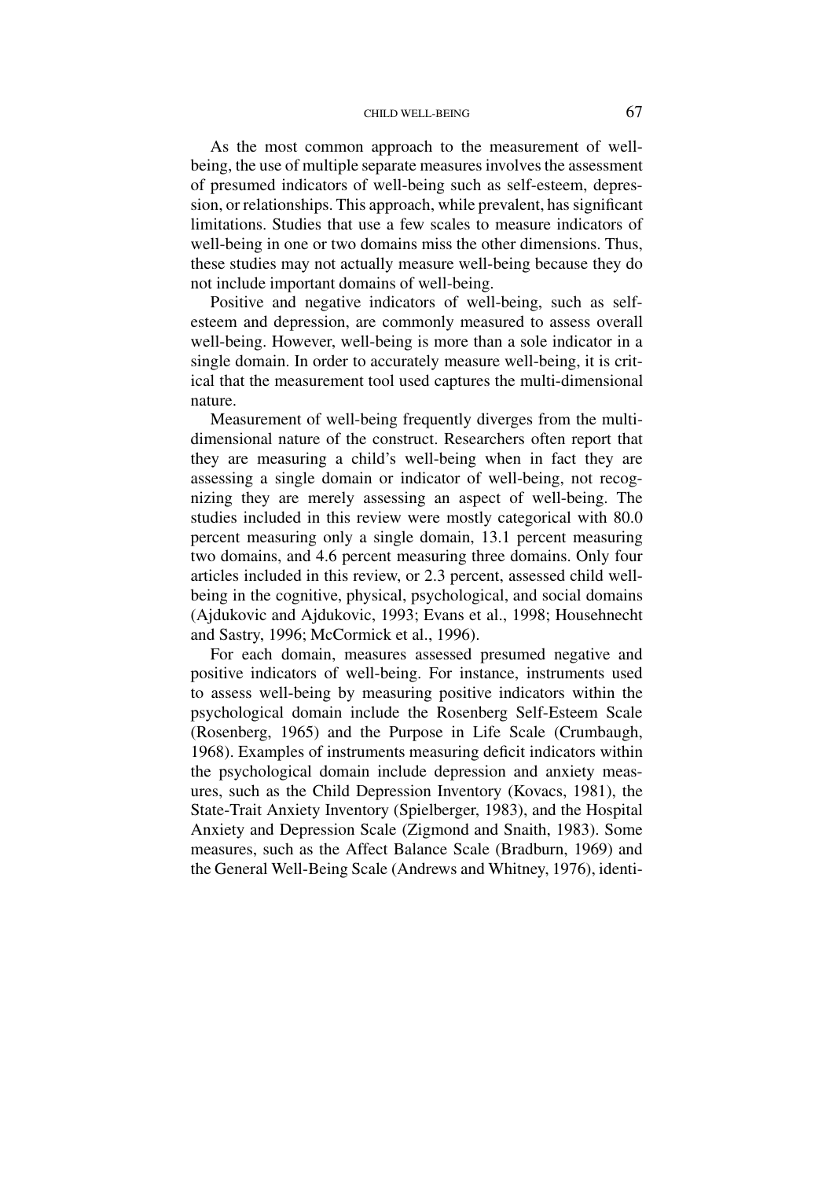As the most common approach to the measurement of well-being, the use of multiple separate measures involves the assessment of presumed indicators of well-being such as self-esteem, depression, or relationships. This approach, while prevalent, has significant limitations. Studies that use a few scales to measure indicators of well-being in one or two domains miss the other dimensions. Thus, these studies may not actually measure well-being because they do not include important domains of well-being.

Positive and negative indicators of well-being, such as self-esteem and depression, are commonly measured to assess overall well-being. However, well-being is more than a sole indicator in a single domain. In order to accurately measure well-being, it is critical that the measurement tool used captures the multi-dimensional nature.

Measurement of well-being frequently diverges from the multi-dimensional nature of the construct. Researchers often report that they are measuring a child's well-being when in fact they are assessing a single domain or indicator of well-being, not recognizing they are merely assessing an aspect of well-being. The studies included in this review were mostly categorical with 80.0 percent measuring only a single domain, 13.1 percent measuring two domains, and 4.6 percent measuring three domains. Only four articles included in this review, or 2.3 percent, assessed child well-being in the cognitive, physical, psychological, and social domains (Ajdukovic and Ajdukovic, 1993; Evans et al., 1998; Househnecht and Sastry, 1996; McCormick et al., 1996).

For each domain, measures assessed presumed negative and positive indicators of well-being. For instance, instruments used to assess well-being by measuring positive indicators within the psychological domain include the Rosenberg Self-Esteem Scale (Rosenberg, 1965) and the Purpose in Life Scale (Crumbaugh, 1968). Examples of instruments measuring deficit indicators within the psychological domain include depression and anxiety measures, such as the Child Depression Inventory (Kovacs, 1981), the State-Trait Anxiety Inventory (Spielberger, 1983), and the Hospital Anxiety and Depression Scale (Zigmond and Snaith, 1983). Some measures, such as the Affect Balance Scale (Bradburn, 1969) and the General Well-Being Scale (Andrews and Whitney, 1976), identi-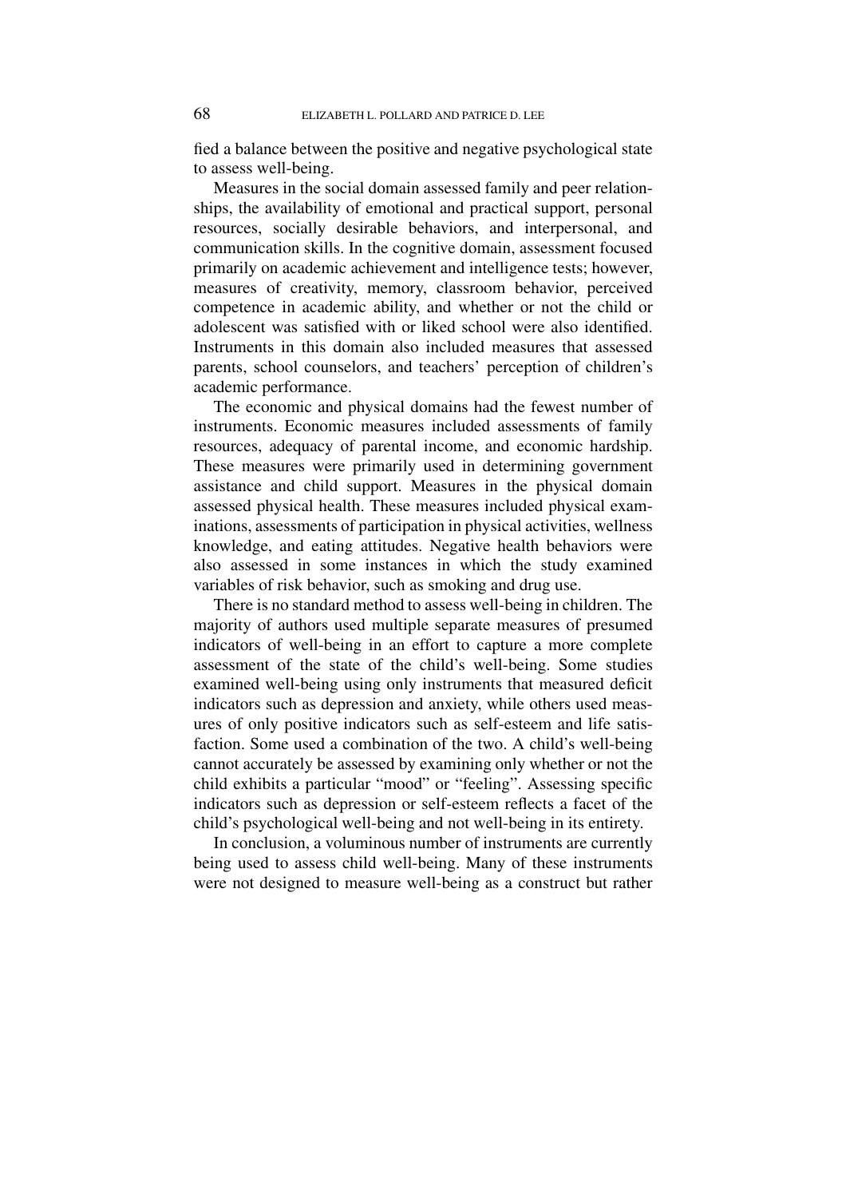fied a balance between the positive and negative psychological state to assess well-being.

Measures in the social domain assessed family and peer relationships, the availability of emotional and practical support, personal resources, socially desirable behaviors, and interpersonal, and communication skills. In the cognitive domain, assessment focused primarily on academic achievement and intelligence tests; however, measures of creativity, memory, classroom behavior, perceived competence in academic ability, and whether or not the child or adolescent was satisfied with or liked school were also identified. Instruments in this domain also included measures that assessed parents, school counselors, and teachers' perception of children's academic performance.

The economic and physical domains had the fewest number of instruments. Economic measures included assessments of family resources, adequacy of parental income, and economic hardship. These measures were primarily used in determining government assistance and child support. Measures in the physical domain assessed physical health. These measures included physical examinations, assessments of participation in physical activities, wellness knowledge, and eating attitudes. Negative health behaviors were also assessed in some instances in which the study examined variables of risk behavior, such as smoking and drug use.

There is no standard method to assess well-being in children. The majority of authors used multiple separate measures of presumed indicators of well-being in an effort to capture a more complete assessment of the state of the child's well-being. Some studies examined well-being using only instruments that measured deficit indicators such as depression and anxiety, while others used measures of only positive indicators such as self-esteem and life satisfaction. Some used a combination of the two. A child's well-being cannot accurately be assessed by examining only whether or not the child exhibits a particular "mood" or "feeling". Assessing specific indicators such as depression or self-esteem reflects a facet of the child's psychological well-being and not well-being in its entirety.

In conclusion, a voluminous number of instruments are currently being used to assess child well-being. Many of these instruments were not designed to measure well-being as a construct but rather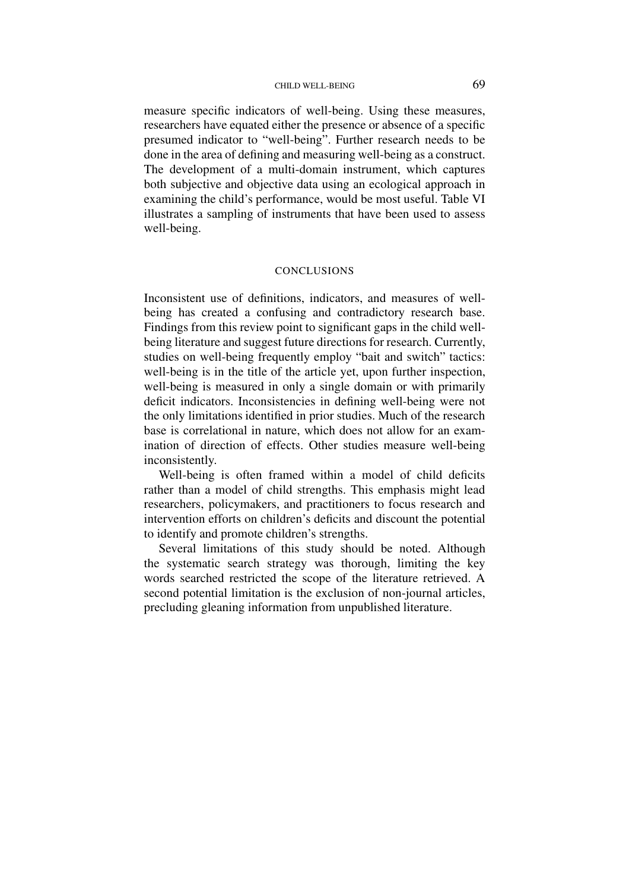measure specific indicators of well-being. Using these measures, researchers have equated either the presence or absence of a specific presumed indicator to "well-being". Further research needs to be done in the area of defining and measuring well-being as a construct. The development of a multi-domain instrument, which captures both subjective and objective data using an ecological approach in examining the child's performance, would be most useful. Table VI illustrates a sampling of instruments that have been used to assess well-being.

## CONCLUSIONS

Inconsistent use of definitions, indicators, and measures of well-being has created a confusing and contradictory research base. Findings from this review point to significant gaps in the child well-being literature and suggest future directions for research. Currently, studies on well-being frequently employ "bait and switch" tactics: well-being is in the title of the article yet, upon further inspection, well-being is measured in only a single domain or with primarily deficit indicators. Inconsistencies in defining well-being were not the only limitations identified in prior studies. Much of the research base is correlational in nature, which does not allow for an examination of direction of effects. Other studies measure well-being inconsistently.

Well-being is often framed within a model of child deficits rather than a model of child strengths. This emphasis might lead researchers, policymakers, and practitioners to focus research and intervention efforts on children's deficits and discount the potential to identify and promote children's strengths.

Several limitations of this study should be noted. Although the systematic search strategy was thorough, limiting the key words searched restricted the scope of the literature retrieved. A second potential limitation is the exclusion of non-journal articles, precluding gleaning information from unpublished literature.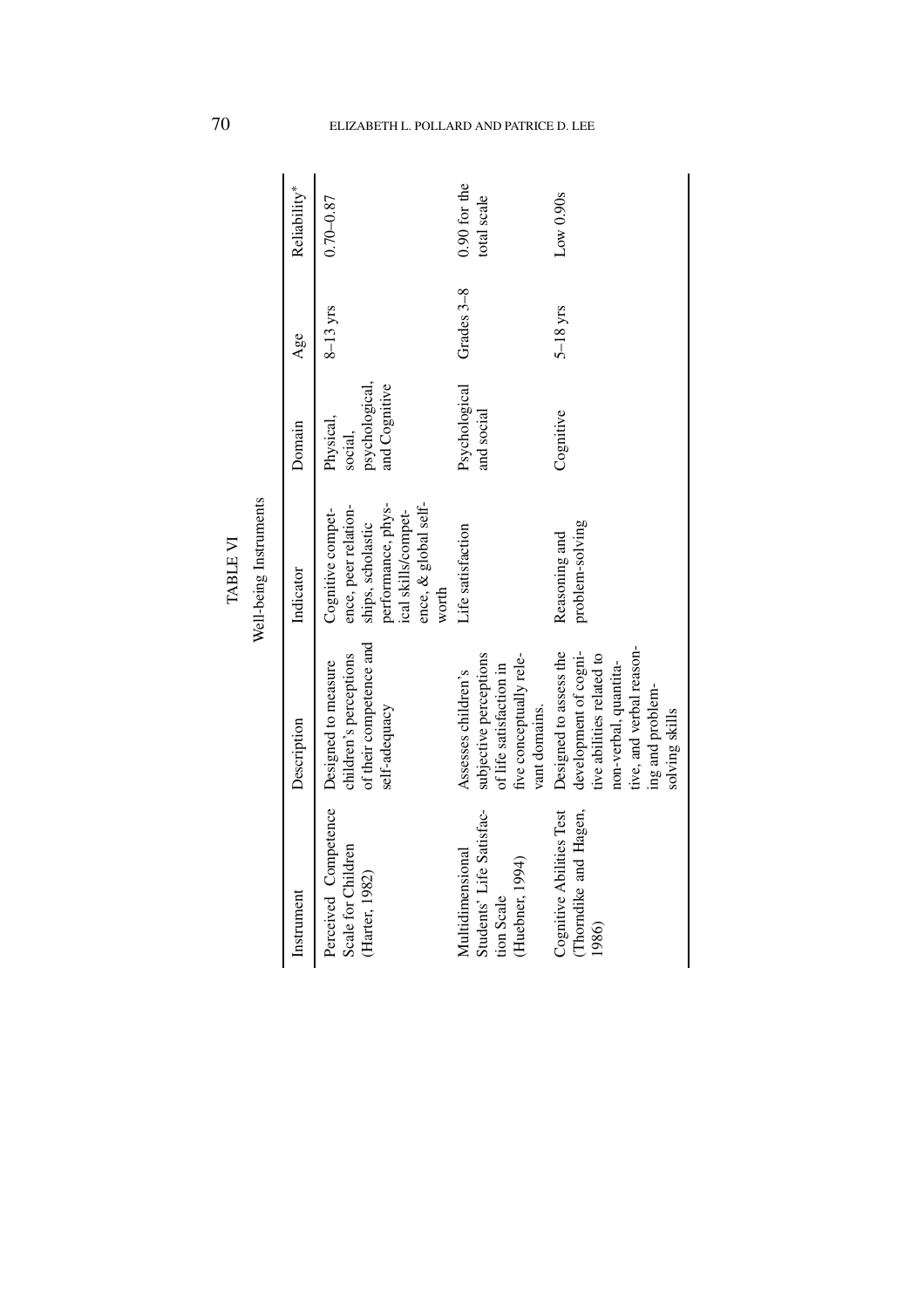TABLE VI

Well-being Instruments

| Instrument | Description | Indicator | Domain | Age | Reliability* |
|---|---|---|---|---|---|
| Perceived Competence Scale for Children (Harter, 1982) | Designed to measure children's perceptions of their competence and self-adequacy | Cognitive competence, peer relationships, scholastic performance, physical skills/competence, & global self-worth | Physical, social, psychological, and Cognitive | 8–13 yrs | 0.70–0.87 |
| Multidimensional Students' Life Satisfaction Scale (Huebner, 1994) | Assesses children's subjective perceptions of life satisfaction in five conceptually relevant domains. | Life satisfaction | Psychological and social | Grades 3–8 | 0.90 for the total scale |
| Cognitive Abilities Test (Thorndike and Hagen, 1986) | Designed to assess the development of cognitive abilities related to non-verbal, quantitative, and verbal reasoning and problem-solving skills | Reasoning and problem-solving | Cognitive | 5–18 yrs | Low 0.90s |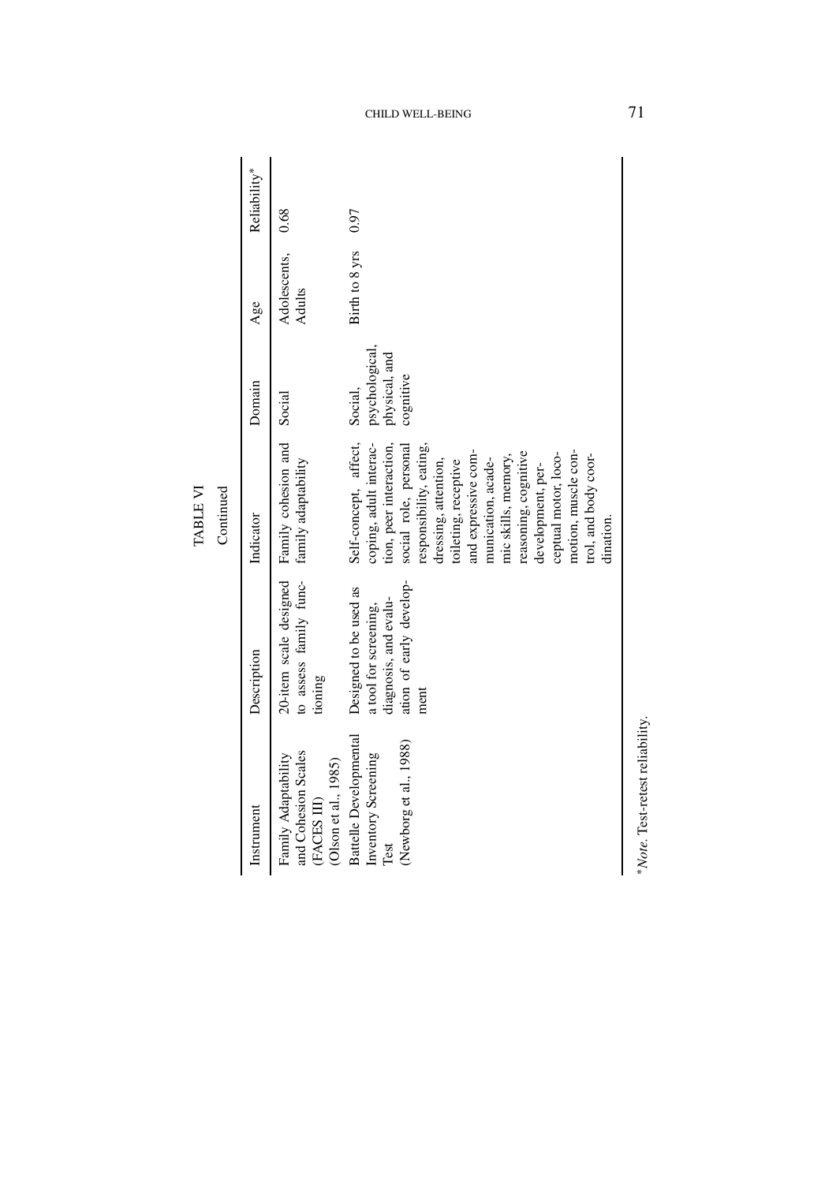TABLE VI

Continued

| Instrument | Description | Indicator | Domain | Age | Reliability* |
|---|---|---|---|---|---|
| Family Adaptability and Cohesion Scales (FACES III) (Olson et al., 1985) | 20-item scale designed to assess family functioning | Family cohesion and family adaptability | Social | Adolescents, Adults | 0.68 |
| Battelle Developmental Inventory Screening Test (Newborg et al., 1988) | Designed to be used as a tool for screening, diagnosis, and evaluation of early development | Self-concept, affect, coping, adult interaction, peer interaction, social role, personal responsibility, eating, dressing, attention, toileting, receptive and expressive communication, academic skills, memory, reasoning, cognitive development, perceptual motor, locomotion, muscle control, and body coordination. | Social, psychological, physical, and cognitive | Birth to 8 yrs | 0.97 |

**Note.* Test-retest reliability.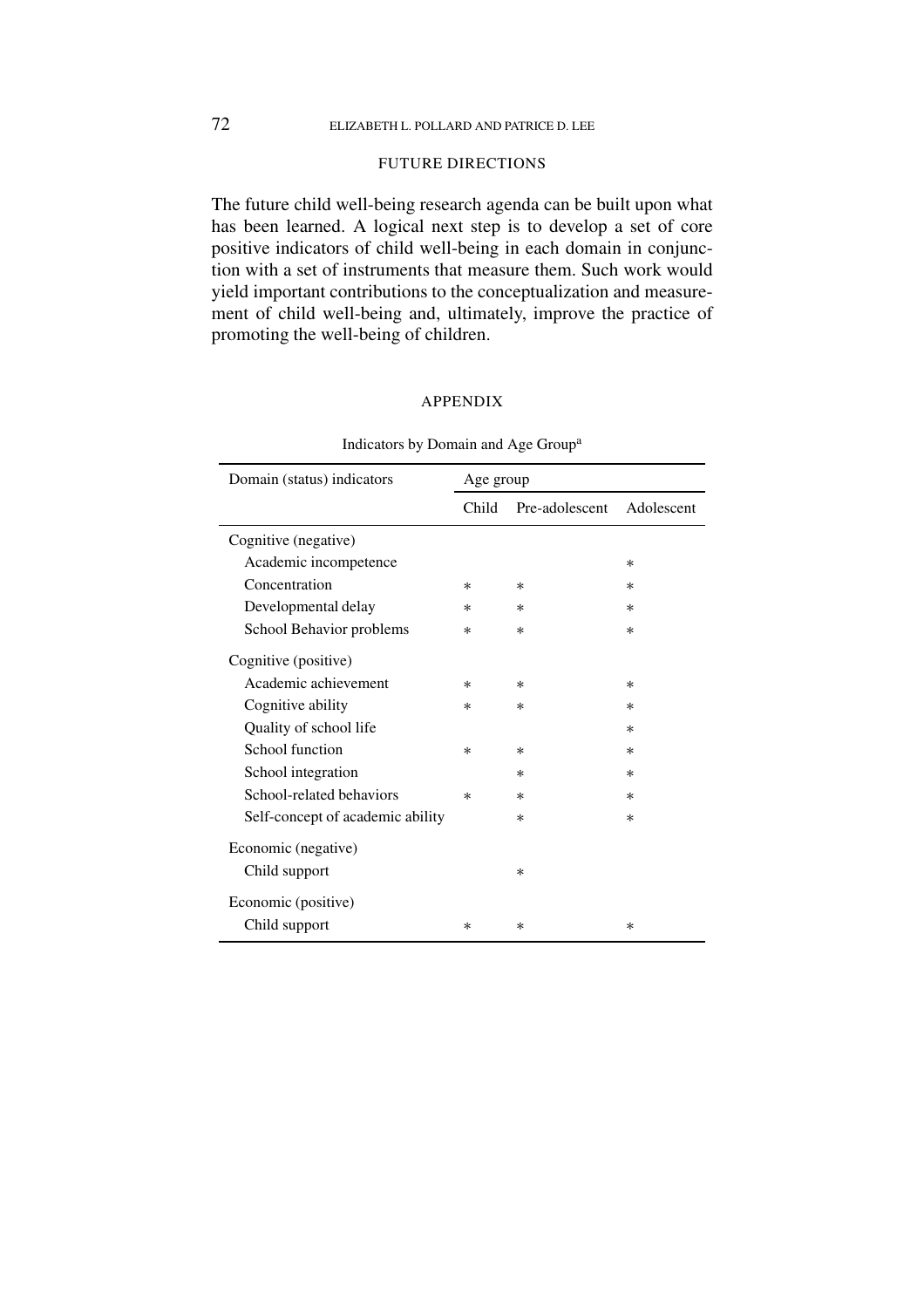## FUTURE DIRECTIONS

The future child well-being research agenda can be built upon what has been learned. A logical next step is to develop a set of core positive indicators of child well-being in each domain in conjunction with a set of instruments that measure them. Such work would yield important contributions to the conceptualization and measurement of child well-being and, ultimately, improve the practice of promoting the well-being of children.

## APPENDIX

Indicators by Domain and Age Group[a]

| Domain (status) indicators | Age group | | |
|---|---|---|---|
| | Child | Pre-adolescent | Adolescent |
| Cognitive (negative) | | | |
| Academic incompetence | | | * |
| Concentration | * | * | * |
| Developmental delay | * | * | * |
| School Behavior problems | * | * | * |
| Cognitive (positive) | | | |
| Academic achievement | * | * | * |
| Cognitive ability | * | * | * |
| Quality of school life | | | * |
| School function | * | * | * |
| School integration | | * | * |
| School-related behaviors | * | * | * |
| Self-concept of academic ability | | * | * |
| Economic (negative) | | | |
| Child support | | * | |
| Economic (positive) | | | |
| Child support | * | * | * |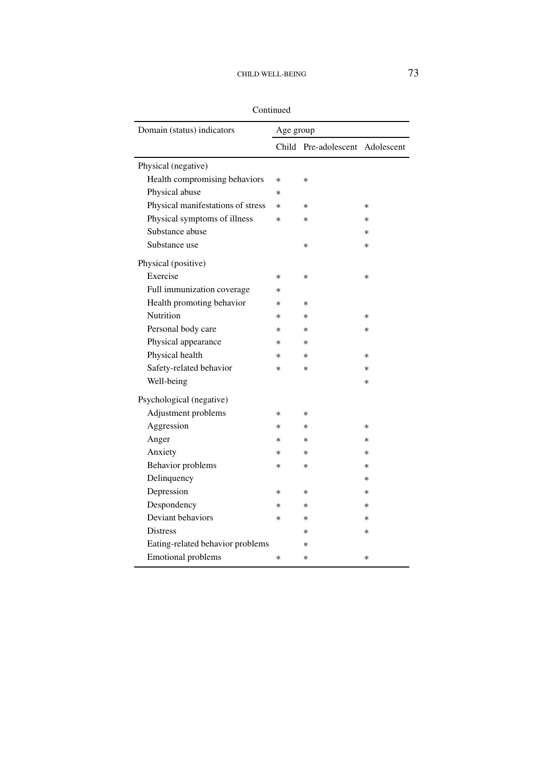Continued

| Domain (status) indicators | Age group | | |
|---|---|---|---|
| | Child | Pre-adolescent | Adolescent |
| Physical (negative) | | | |
| Health compromising behaviors | * | * | |
| Physical abuse | * | | |
| Physical manifestations of stress | * | * | * |
| Physical symptoms of illness | * | * | * |
| Substance abuse | | | * |
| Substance use | | * | * |
| Physical (positive) | | | |
| Exercise | * | * | * |
| Full immunization coverage | * | | |
| Health promoting behavior | * | * | |
| Nutrition | * | * | * |
| Personal body care | * | * | * |
| Physical appearance | * | * | |
| Physical health | * | * | * |
| Safety-related behavior | * | * | * |
| Well-being | | | * |
| Psychological (negative) | | | |
| Adjustment problems | * | * | |
| Aggression | * | * | * |
| Anger | * | * | * |
| Anxiety | * | * | * |
| Behavior problems | * | * | * |
| Delinquency | | | * |
| Depression | * | * | * |
| Despondency | * | * | * |
| Deviant behaviors | * | * | * |
| Distress | | * | * |
| Eating-related behavior problems | | * | |
| Emotional problems | * | * | * |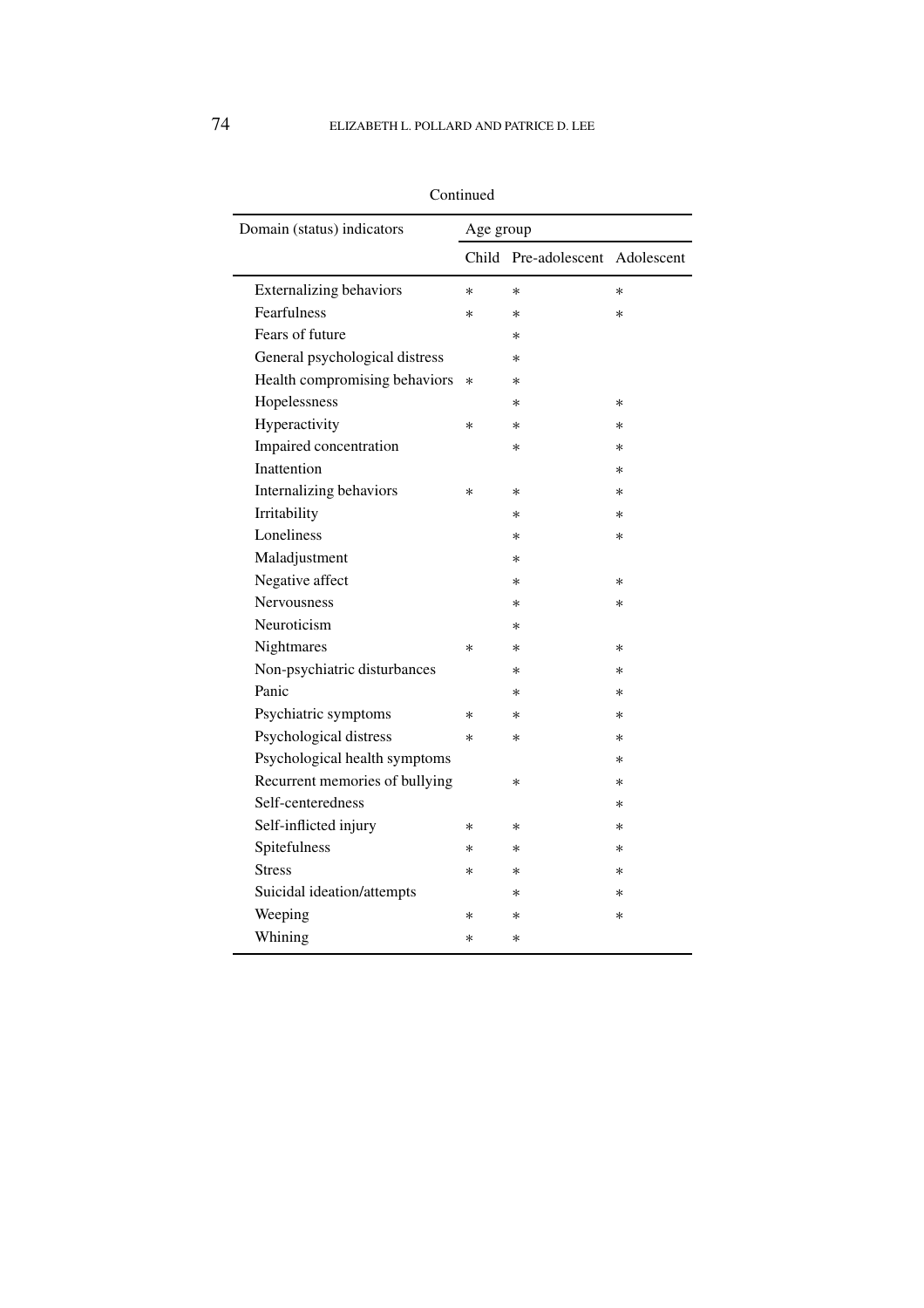Continued

| Domain (status) indicators | Age group | | |
|---|---|---|---|
| | Child | Pre-adolescent | Adolescent |
| Externalizing behaviors | * | * | * |
| Fearfulness | * | * | * |
| Fears of future | | * | |
| General psychological distress | | * | |
| Health compromising behaviors | * | * | |
| Hopelessness | | * | * |
| Hyperactivity | * | * | * |
| Impaired concentration | | * | * |
| Inattention | | | * |
| Internalizing behaviors | * | * | * |
| Irritability | | * | * |
| Loneliness | | * | * |
| Maladjustment | | * | |
| Negative affect | | * | * |
| Nervousness | | * | * |
| Neuroticism | | * | |
| Nightmares | * | * | * |
| Non-psychiatric disturbances | | * | * |
| Panic | | * | * |
| Psychiatric symptoms | * | * | * |
| Psychological distress | * | * | * |
| Psychological health symptoms | | | * |
| Recurrent memories of bullying | | * | * |
| Self-centeredness | | | * |
| Self-inflicted injury | * | * | * |
| Spitefulness | * | * | * |
| Stress | * | * | * |
| Suicidal ideation/attempts | | * | * |
| Weeping | * | * | * |
| Whining | * | * | |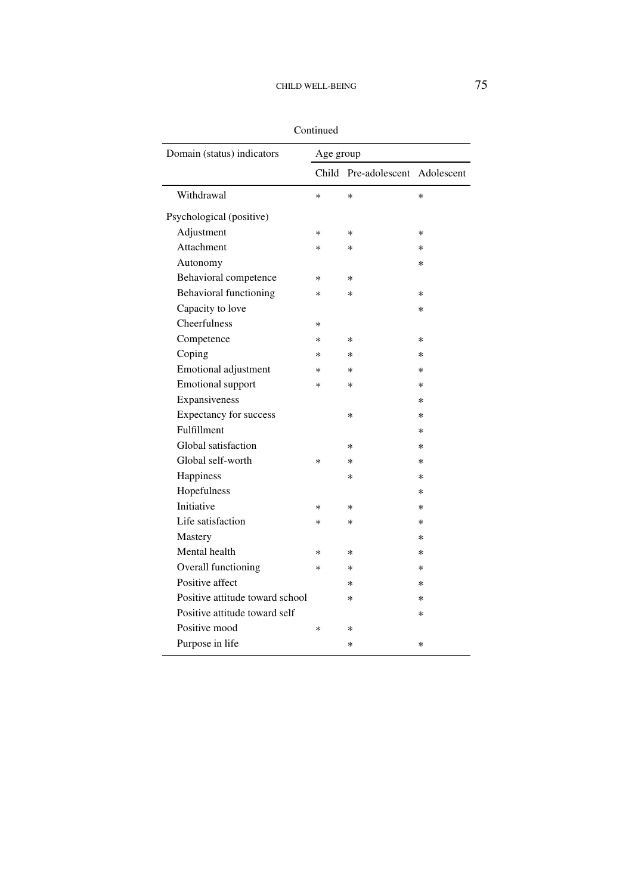Continued

| Domain (status) indicators | Age group | | |
|---|---|---|---|
| | Child | Pre-adolescent | Adolescent |
| Withdrawal | * | * | * |
| Psychological (positive) | | | |
| Adjustment | * | * | * |
| Attachment | * | * | * |
| Autonomy | | | * |
| Behavioral competence | * | * | |
| Behavioral functioning | * | * | * |
| Capacity to love | | | * |
| Cheerfulness | * | | |
| Competence | * | * | * |
| Coping | * | * | * |
| Emotional adjustment | * | * | * |
| Emotional support | * | * | * |
| Expansiveness | | | * |
| Expectancy for success | | * | * |
| Fulfillment | | | * |
| Global satisfaction | | * | * |
| Global self-worth | * | * | * |
| Happiness | | * | * |
| Hopefulness | | | * |
| Initiative | * | * | * |
| Life satisfaction | * | * | * |
| Mastery | | | * |
| Mental health | * | * | * |
| Overall functioning | * | * | * |
| Positive affect | | * | * |
| Positive attitude toward school | | * | * |
| Positive attitude toward self | | | * |
| Positive mood | * | * | |
| Purpose in life | | * | * |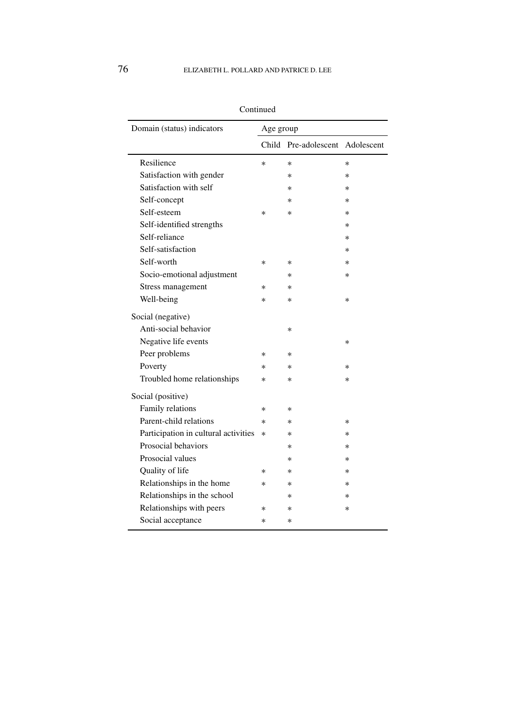Continued

| Domain (status) indicators | Age group | | |
|---|---|---|---|
| | Child | Pre-adolescent | Adolescent |
| Resilience | * | * | * |
| Satisfaction with gender | | * | * |
| Satisfaction with self | | * | * |
| Self-concept | | * | * |
| Self-esteem | * | * | * |
| Self-identified strengths | | | * |
| Self-reliance | | | * |
| Self-satisfaction | | | * |
| Self-worth | * | * | * |
| Socio-emotional adjustment | | * | * |
| Stress management | * | * | |
| Well-being | * | * | * |
| Social (negative) | | | |
| Anti-social behavior | | * | |
| Negative life events | | | * |
| Peer problems | * | * | |
| Poverty | * | * | * |
| Troubled home relationships | * | * | * |
| Social (positive) | | | |
| Family relations | * | * | |
| Parent-child relations | * | * | * |
| Participation in cultural activities | * | * | * |
| Prosocial behaviors | | * | * |
| Prosocial values | | * | * |
| Quality of life | * | * | * |
| Relationships in the home | * | * | * |
| Relationships in the school | | * | * |
| Relationships with peers | * | * | * |
| Social acceptance | * | * | |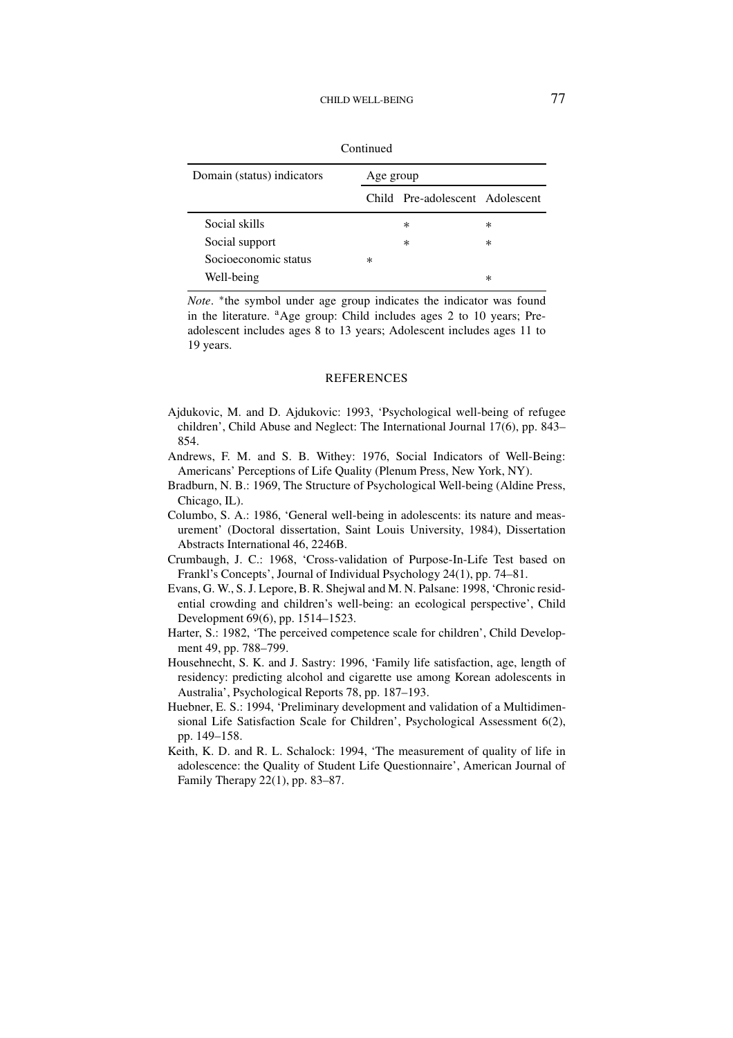Continued

| Domain (status) indicators | Age group | | |
|---|---|---|---|
| | Child | Pre-adolescent | Adolescent |
| Social skills | | * | * |
| Social support | | * | * |
| Socioeconomic status | * | | |
| Well-being | | | * |

*Note*. *the symbol under age group indicates the indicator was found in the literature. [a]Age group: Child includes ages 2 to 10 years; Pre-adolescent includes ages 8 to 13 years; Adolescent includes ages 11 to 19 years.

## REFERENCES

Ajdukovic, M. and D. Ajdukovic: 1993, 'Psychological well-being of refugee children', Child Abuse and Neglect: The International Journal 17(6), pp. 843–854.

Andrews, F. M. and S. B. Withey: 1976, Social Indicators of Well-Being: Americans' Perceptions of Life Quality (Plenum Press, New York, NY).

Bradburn, N. B.: 1969, The Structure of Psychological Well-being (Aldine Press, Chicago, IL).

Columbo, S. A.: 1986, 'General well-being in adolescents: its nature and measurement' (Doctoral dissertation, Saint Louis University, 1984), Dissertation Abstracts International 46, 2246B.

Crumbaugh, J. C.: 1968, 'Cross-validation of Purpose-In-Life Test based on Frankl's Concepts', Journal of Individual Psychology 24(1), pp. 74–81.

Evans, G. W., S. J. Lepore, B. R. Shejwal and M. N. Palsane: 1998, 'Chronic residential crowding and children's well-being: an ecological perspective', Child Development 69(6), pp. 1514–1523.

Harter, S.: 1982, 'The perceived competence scale for children', Child Development 49, pp. 788–799.

Househnecht, S. K. and J. Sastry: 1996, 'Family life satisfaction, age, length of residency: predicting alcohol and cigarette use among Korean adolescents in Australia', Psychological Reports 78, pp. 187–193.

Huebner, E. S.: 1994, 'Preliminary development and validation of a Multidimensional Life Satisfaction Scale for Children', Psychological Assessment 6(2), pp. 149–158.

Keith, K. D. and R. L. Schalock: 1994, 'The measurement of quality of life in adolescence: the Quality of Student Life Questionnaire', American Journal of Family Therapy 22(1), pp. 83–87.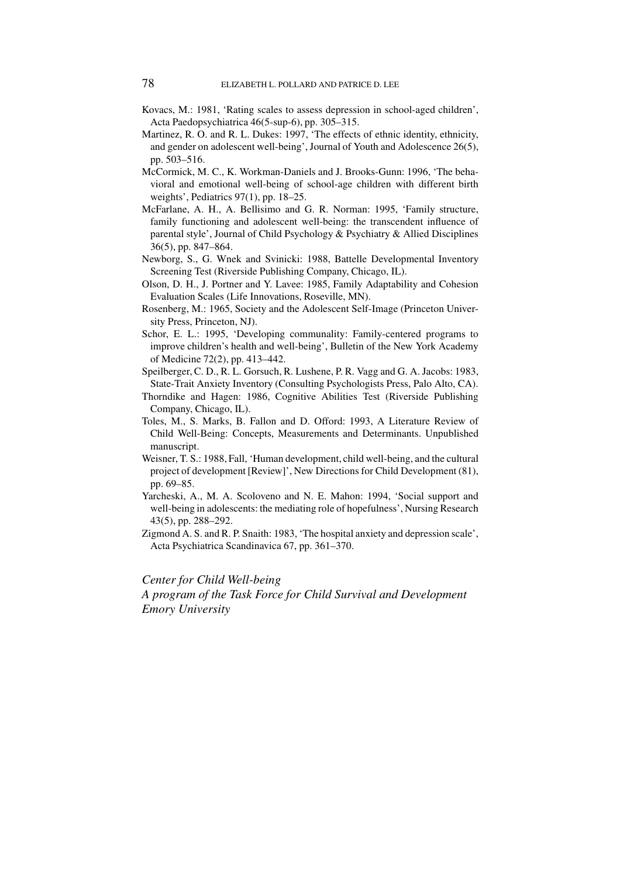Kovacs, M.: 1981, 'Rating scales to assess depression in school-aged children', Acta Paedopsychiatrica 46(5-sup-6), pp. 305–315.

Martinez, R. O. and R. L. Dukes: 1997, 'The effects of ethnic identity, ethnicity, and gender on adolescent well-being', Journal of Youth and Adolescence 26(5), pp. 503–516.

McCormick, M. C., K. Workman-Daniels and J. Brooks-Gunn: 1996, 'The behavioral and emotional well-being of school-age children with different birth weights', Pediatrics 97(1), pp. 18–25.

McFarlane, A. H., A. Bellisimo and G. R. Norman: 1995, 'Family structure, family functioning and adolescent well-being: the transcendent influence of parental style', Journal of Child Psychology & Psychiatry & Allied Disciplines 36(5), pp. 847–864.

Newborg, S., G. Wnek and Svinicki: 1988, Battelle Developmental Inventory Screening Test (Riverside Publishing Company, Chicago, IL).

Olson, D. H., J. Portner and Y. Lavee: 1985, Family Adaptability and Cohesion Evaluation Scales (Life Innovations, Roseville, MN).

Rosenberg, M.: 1965, Society and the Adolescent Self-Image (Princeton University Press, Princeton, NJ).

Schor, E. L.: 1995, 'Developing communality: Family-centered programs to improve children's health and well-being', Bulletin of the New York Academy of Medicine 72(2), pp. 413–442.

Speilberger, C. D., R. L. Gorsuch, R. Lushene, P. R. Vagg and G. A. Jacobs: 1983, State-Trait Anxiety Inventory (Consulting Psychologists Press, Palo Alto, CA).

Thorndike and Hagen: 1986, Cognitive Abilities Test (Riverside Publishing Company, Chicago, IL).

Toles, M., S. Marks, B. Fallon and D. Offord: 1993, A Literature Review of Child Well-Being: Concepts, Measurements and Determinants. Unpublished manuscript.

Weisner, T. S.: 1988, Fall, 'Human development, child well-being, and the cultural project of development [Review]', New Directions for Child Development (81), pp. 69–85.

Yarcheski, A., M. A. Scoloveno and N. E. Mahon: 1994, 'Social support and well-being in adolescents: the mediating role of hopefulness', Nursing Research 43(5), pp. 288–292.

Zigmond A. S. and R. P. Snaith: 1983, 'The hospital anxiety and depression scale', Acta Psychiatrica Scandinavica 67, pp. 361–370.

*Center for Child Well-being*
*A program of the Task Force for Child Survival and Development*
*Emory University*